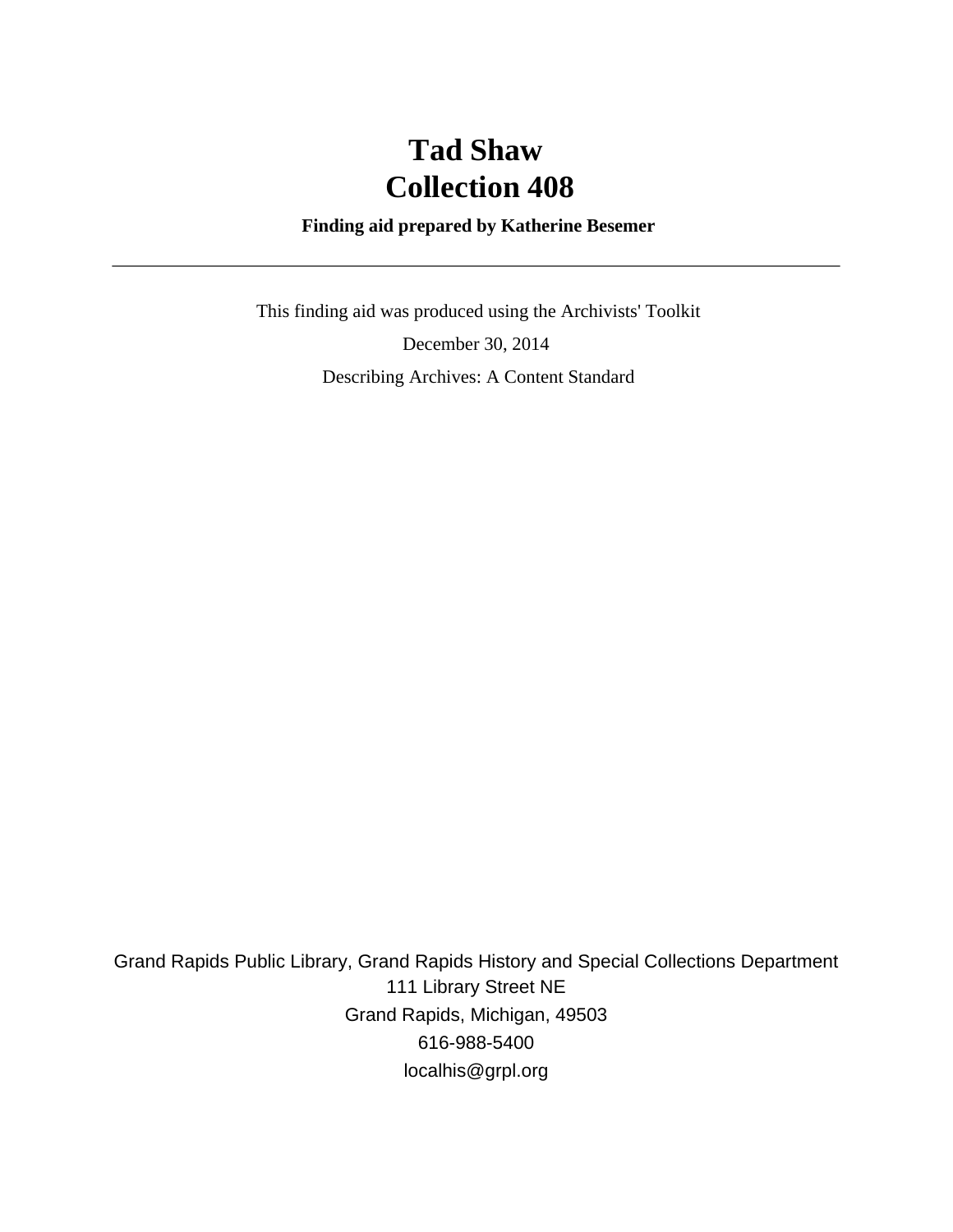# Tad Shaw
# Collection 408

**Finding aid prepared by Katherine Besemer**

---

This finding aid was produced using the Archivists' Toolkit

December 30, 2014

Describing Archives: A Content Standard

Grand Rapids Public Library, Grand Rapids History and Special Collections Department
111 Library Street NE
Grand Rapids, Michigan, 49503
616-988-5400
localhis@grpl.org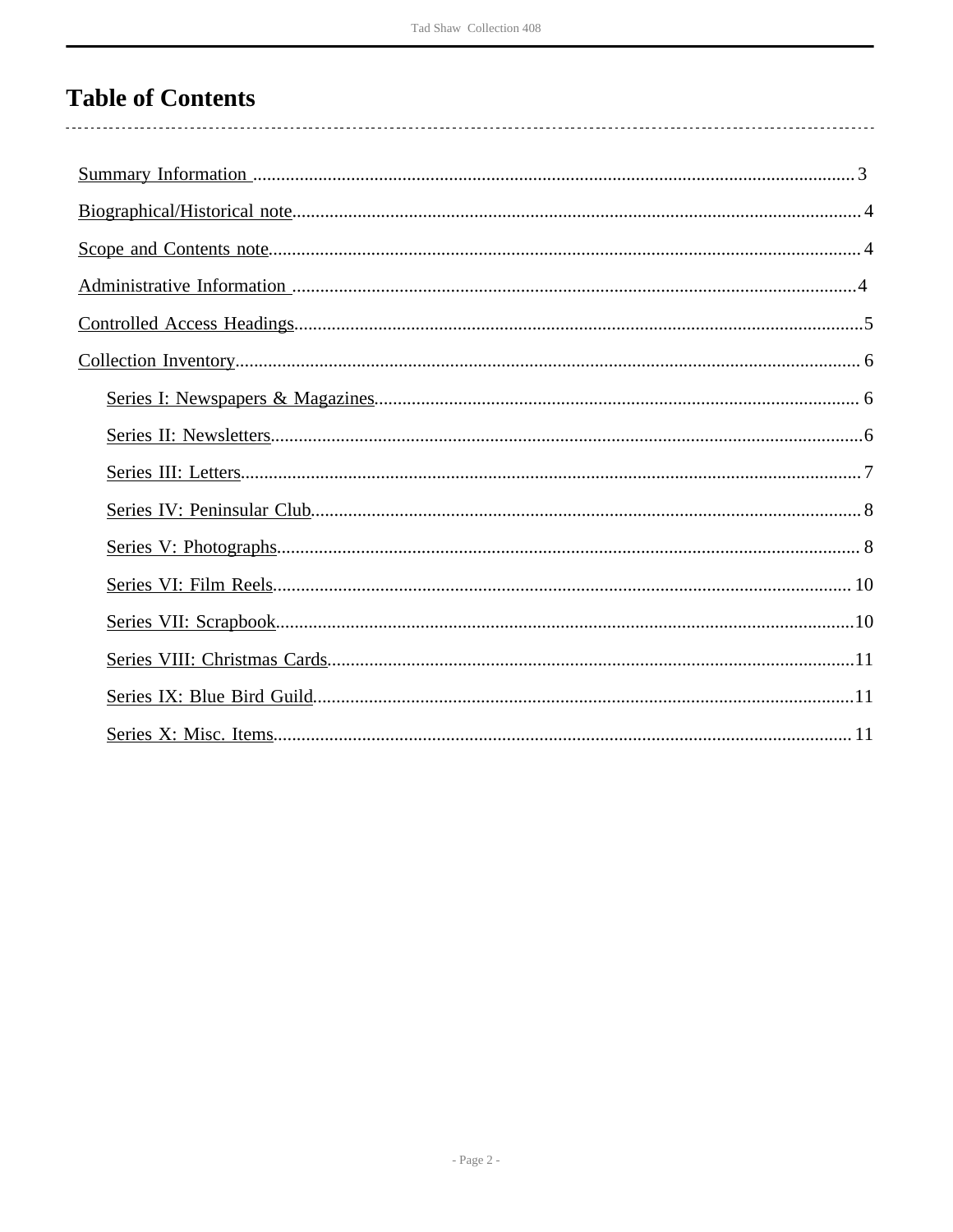# Table of Contents

- Summary Information ........ 3
- Biographical/Historical note ........ 4
- Scope and Contents note ........ 4
- Administrative Information ........ 4
- Controlled Access Headings ........ 5
- Collection Inventory ........ 6
  - Series I: Newspapers & Magazines ........ 6
  - Series II: Newsletters ........ 6
  - Series III: Letters ........ 7
  - Series IV: Peninsular Club ........ 8
  - Series V: Photographs ........ 8
  - Series VI: Film Reels ........ 10
  - Series VII: Scrapbook ........ 10
  - Series VIII: Christmas Cards ........ 11
  - Series IX: Blue Bird Guild ........ 11
  - Series X: Misc. Items ........ 11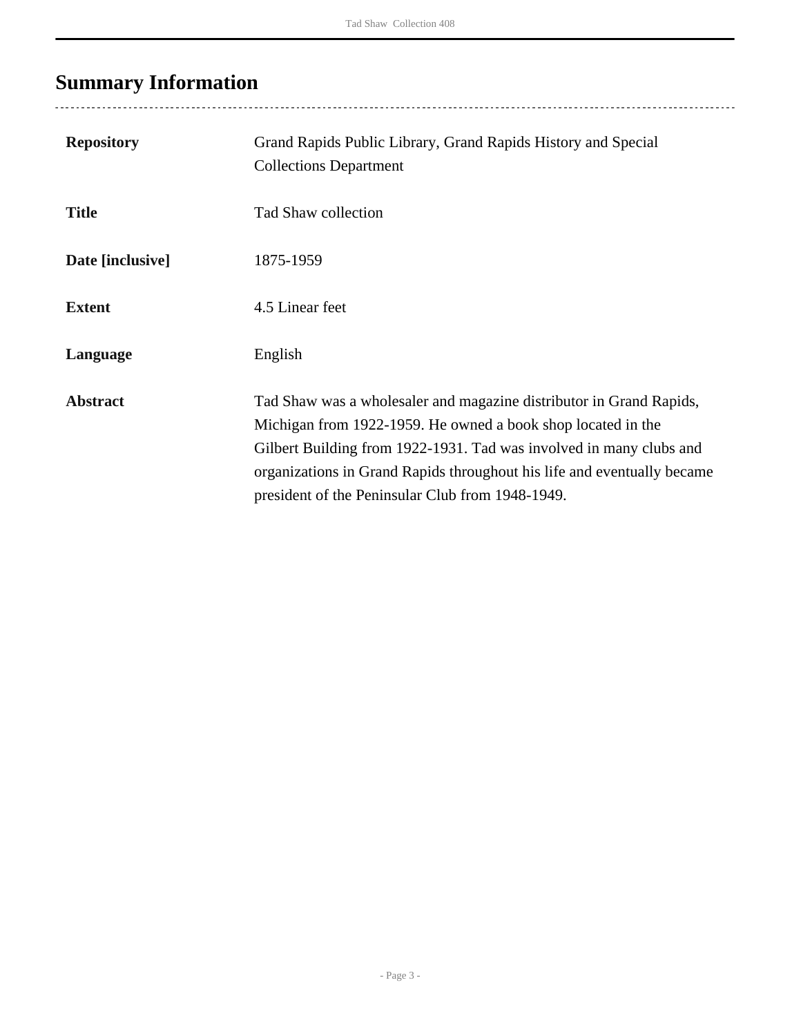## Summary Information

| | |
|---|---|
| **Repository** | Grand Rapids Public Library, Grand Rapids History and Special Collections Department |
| **Title** | Tad Shaw collection |
| **Date [inclusive]** | 1875-1959 |
| **Extent** | 4.5 Linear feet |
| **Language** | English |
| **Abstract** | Tad Shaw was a wholesaler and magazine distributor in Grand Rapids, Michigan from 1922-1959. He owned a book shop located in the Gilbert Building from 1922-1931. Tad was involved in many clubs and organizations in Grand Rapids throughout his life and eventually became president of the Peninsular Club from 1948-1949. |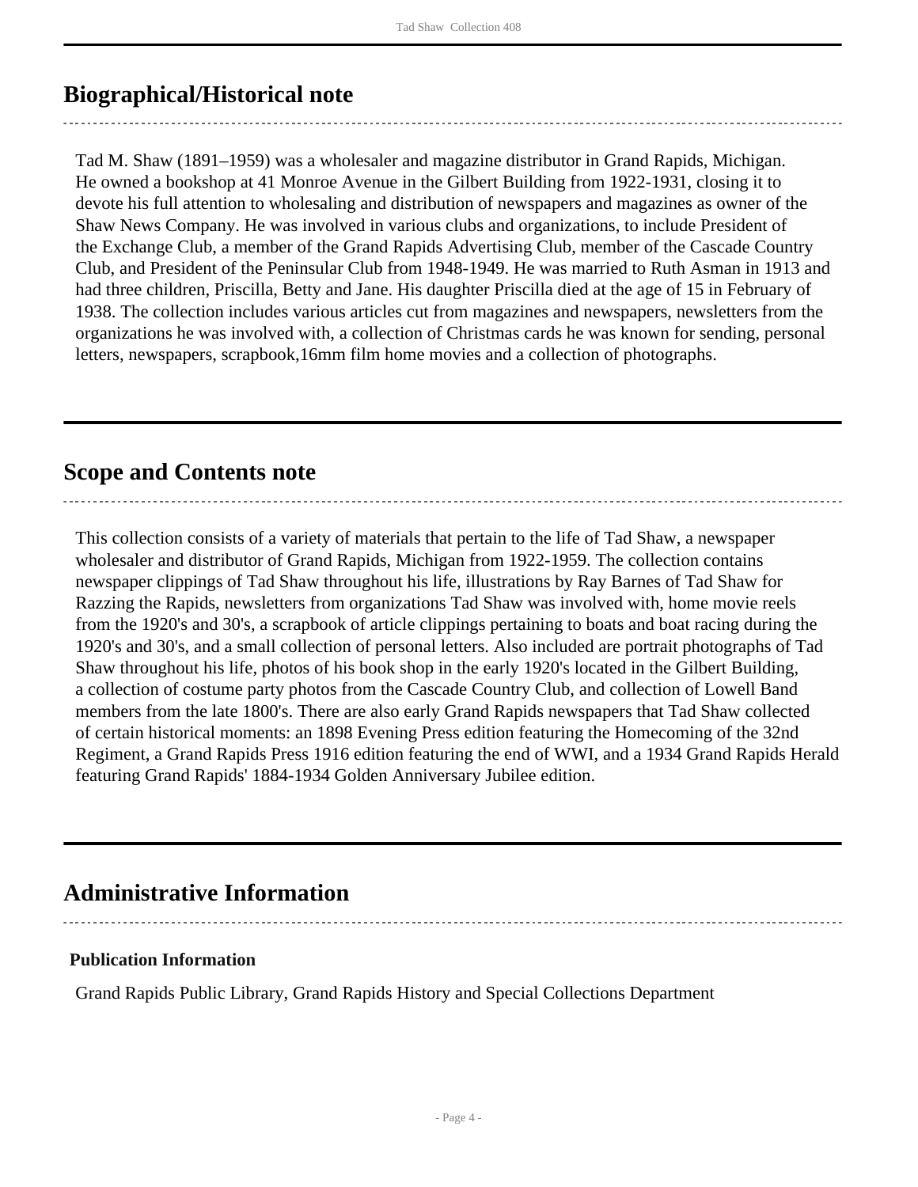## Biographical/Historical note

Tad M. Shaw (1891–1959) was a wholesaler and magazine distributor in Grand Rapids, Michigan. He owned a bookshop at 41 Monroe Avenue in the Gilbert Building from 1922-1931, closing it to devote his full attention to wholesaling and distribution of newspapers and magazines as owner of the Shaw News Company. He was involved in various clubs and organizations, to include President of the Exchange Club, a member of the Grand Rapids Advertising Club, member of the Cascade Country Club, and President of the Peninsular Club from 1948-1949. He was married to Ruth Asman in 1913 and had three children, Priscilla, Betty and Jane. His daughter Priscilla died at the age of 15 in February of 1938. The collection includes various articles cut from magazines and newspapers, newsletters from the organizations he was involved with, a collection of Christmas cards he was known for sending, personal letters, newspapers, scrapbook,16mm film home movies and a collection of photographs.

## Scope and Contents note

This collection consists of a variety of materials that pertain to the life of Tad Shaw, a newspaper wholesaler and distributor of Grand Rapids, Michigan from 1922-1959. The collection contains newspaper clippings of Tad Shaw throughout his life, illustrations by Ray Barnes of Tad Shaw for Razzing the Rapids, newsletters from organizations Tad Shaw was involved with, home movie reels from the 1920's and 30's, a scrapbook of article clippings pertaining to boats and boat racing during the 1920's and 30's, and a small collection of personal letters. Also included are portrait photographs of Tad Shaw throughout his life, photos of his book shop in the early 1920's located in the Gilbert Building, a collection of costume party photos from the Cascade Country Club, and collection of Lowell Band members from the late 1800's. There are also early Grand Rapids newspapers that Tad Shaw collected of certain historical moments: an 1898 Evening Press edition featuring the Homecoming of the 32nd Regiment, a Grand Rapids Press 1916 edition featuring the end of WWI, and a 1934 Grand Rapids Herald featuring Grand Rapids' 1884-1934 Golden Anniversary Jubilee edition.

## Administrative Information

### Publication Information

Grand Rapids Public Library, Grand Rapids History and Special Collections Department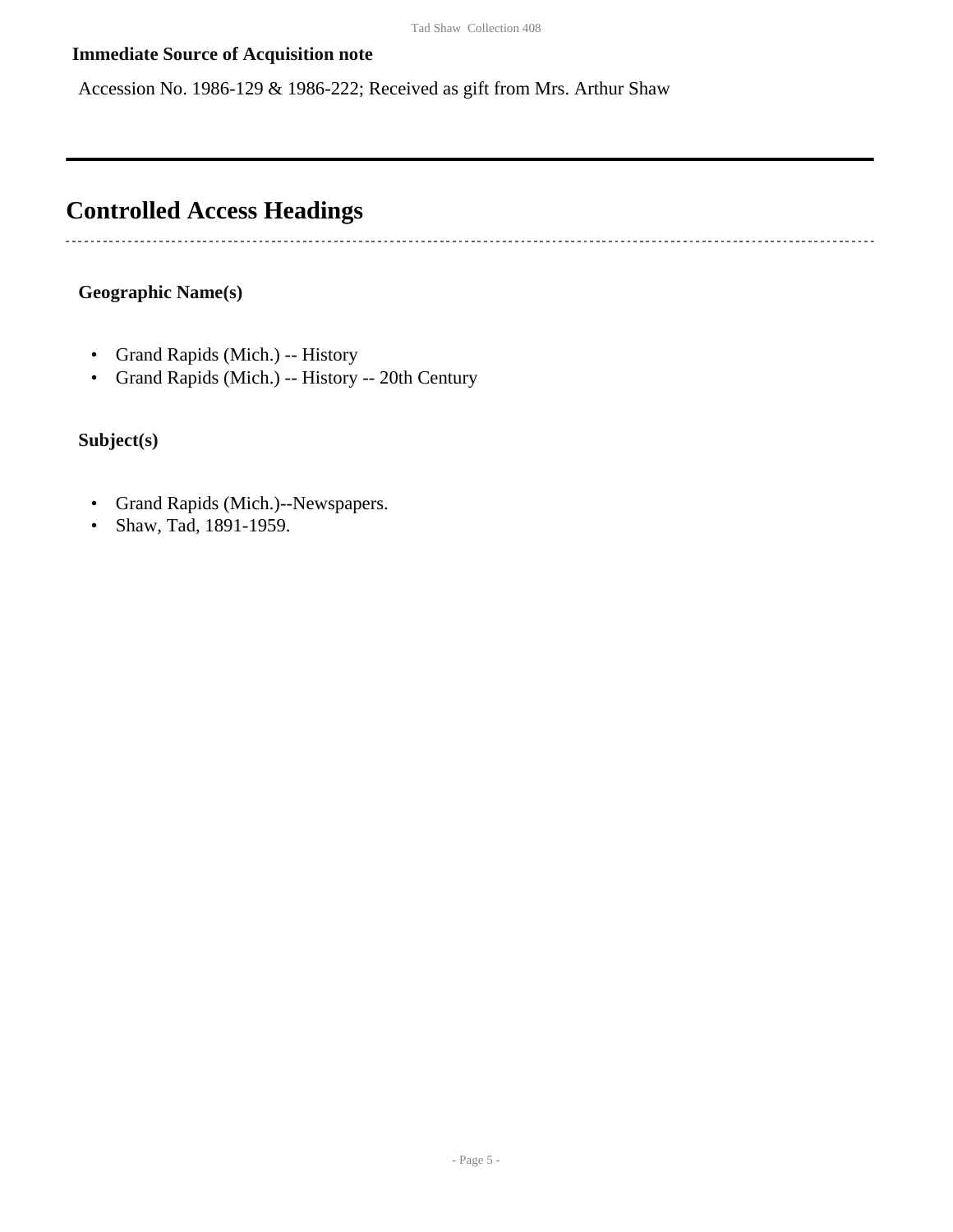**Immediate Source of Acquisition note**

Accession No. 1986-129 & 1986-222; Received as gift from Mrs. Arthur Shaw

## Controlled Access Headings

**Geographic Name(s)**

- Grand Rapids (Mich.) -- History
- Grand Rapids (Mich.) -- History -- 20th Century

**Subject(s)**

- Grand Rapids (Mich.)--Newspapers.
- Shaw, Tad, 1891-1959.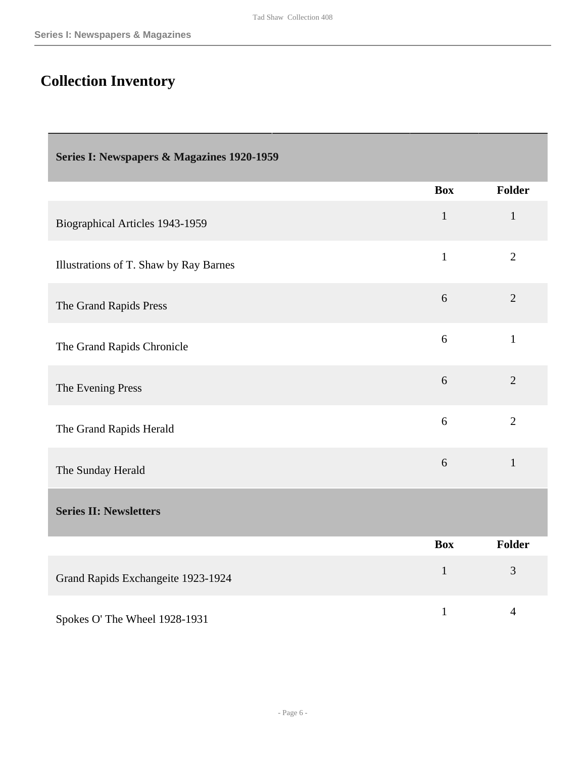# Collection Inventory

## Series I: Newspapers & Magazines 1920-1959

| | Box | Folder |
|---|---|---|
| Biographical Articles 1943-1959 | 1 | 1 |
| Illustrations of T. Shaw by Ray Barnes | 1 | 2 |
| The Grand Rapids Press | 6 | 2 |
| The Grand Rapids Chronicle | 6 | 1 |
| The Evening Press | 6 | 2 |
| The Grand Rapids Herald | 6 | 2 |
| The Sunday Herald | 6 | 1 |

## Series II: Newsletters

| | Box | Folder |
|---|---|---|
| Grand Rapids Exchangeite 1923-1924 | 1 | 3 |
| Spokes O' The Wheel 1928-1931 | 1 | 4 |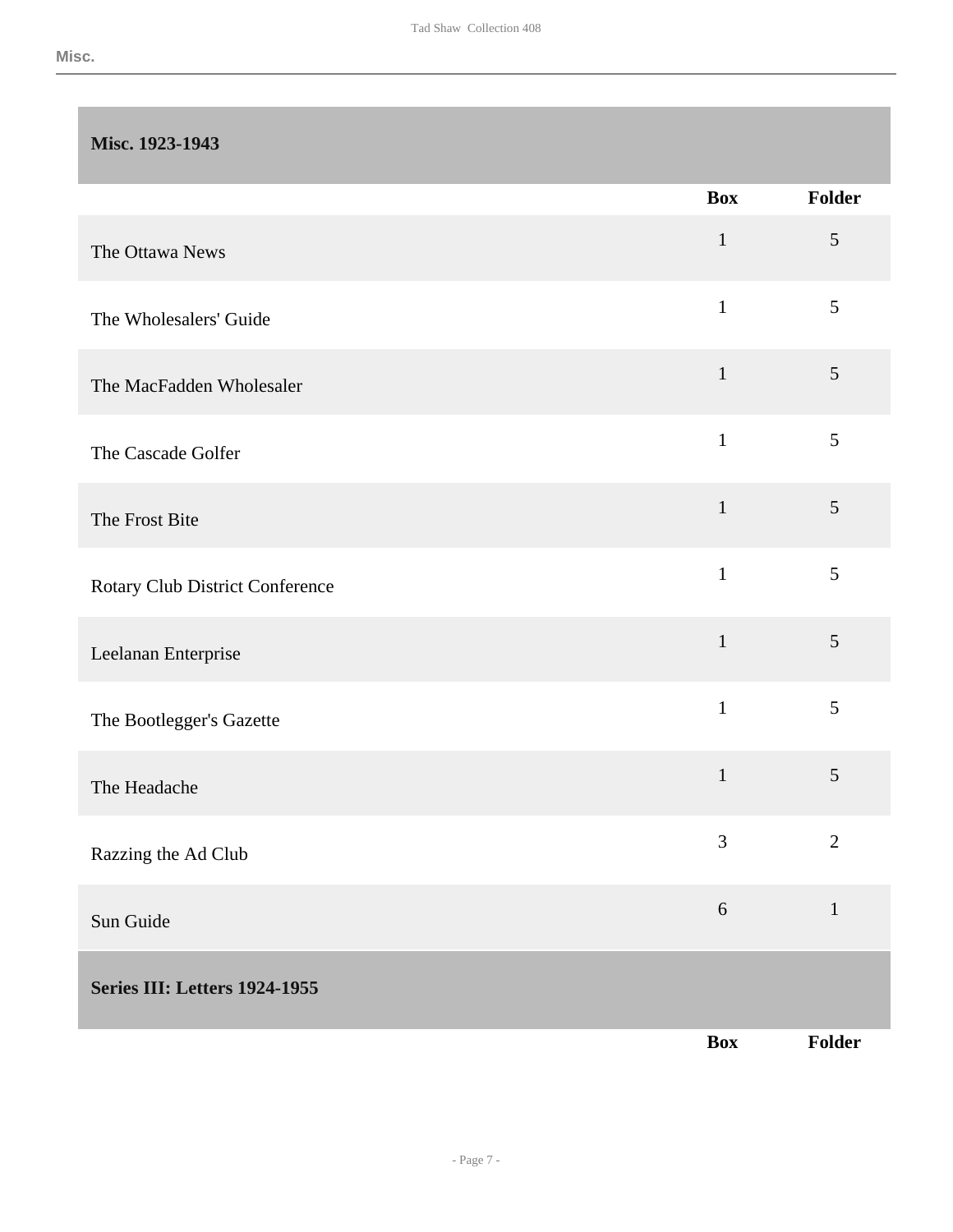## Misc. 1923-1943

| | Box | Folder |
|---|---|---|
| The Ottawa News | 1 | 5 |
| The Wholesalers' Guide | 1 | 5 |
| The MacFadden Wholesaler | 1 | 5 |
| The Cascade Golfer | 1 | 5 |
| The Frost Bite | 1 | 5 |
| Rotary Club District Conference | 1 | 5 |
| Leelanan Enterprise | 1 | 5 |
| The Bootlegger's Gazette | 1 | 5 |
| The Headache | 1 | 5 |
| Razzing the Ad Club | 3 | 2 |
| Sun Guide | 6 | 1 |

## Series III: Letters 1924-1955

| | Box | Folder |
|---|---|---|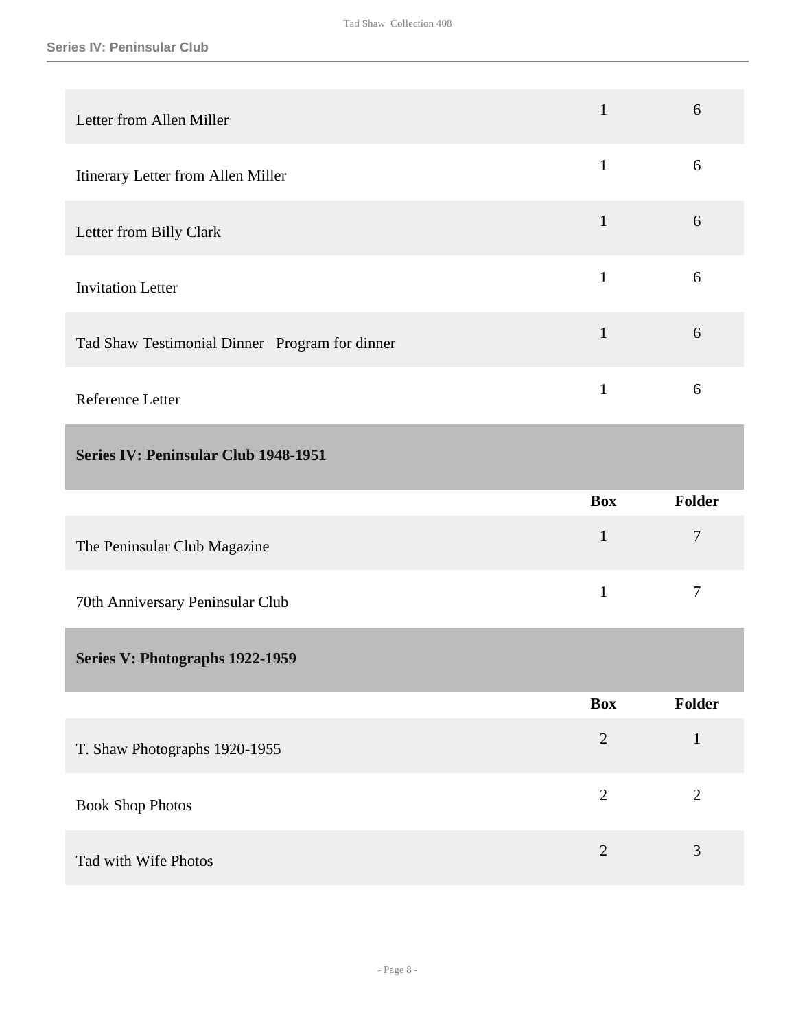| | Box | Folder |
|---|---|---|
| Letter from Allen Miller | 1 | 6 |
| Itinerary Letter from Allen Miller | 1 | 6 |
| Letter from Billy Clark | 1 | 6 |
| Invitation Letter | 1 | 6 |
| Tad Shaw Testimonial Dinner   Program for dinner | 1 | 6 |
| Reference Letter | 1 | 6 |

## Series IV: Peninsular Club 1948-1951

| | Box | Folder |
|---|---|---|
| The Peninsular Club Magazine | 1 | 7 |
| 70th Anniversary Peninsular Club | 1 | 7 |

## Series V: Photographs 1922-1959

| | Box | Folder |
|---|---|---|
| T. Shaw Photographs 1920-1955 | 2 | 1 |
| Book Shop Photos | 2 | 2 |
| Tad with Wife Photos | 2 | 3 |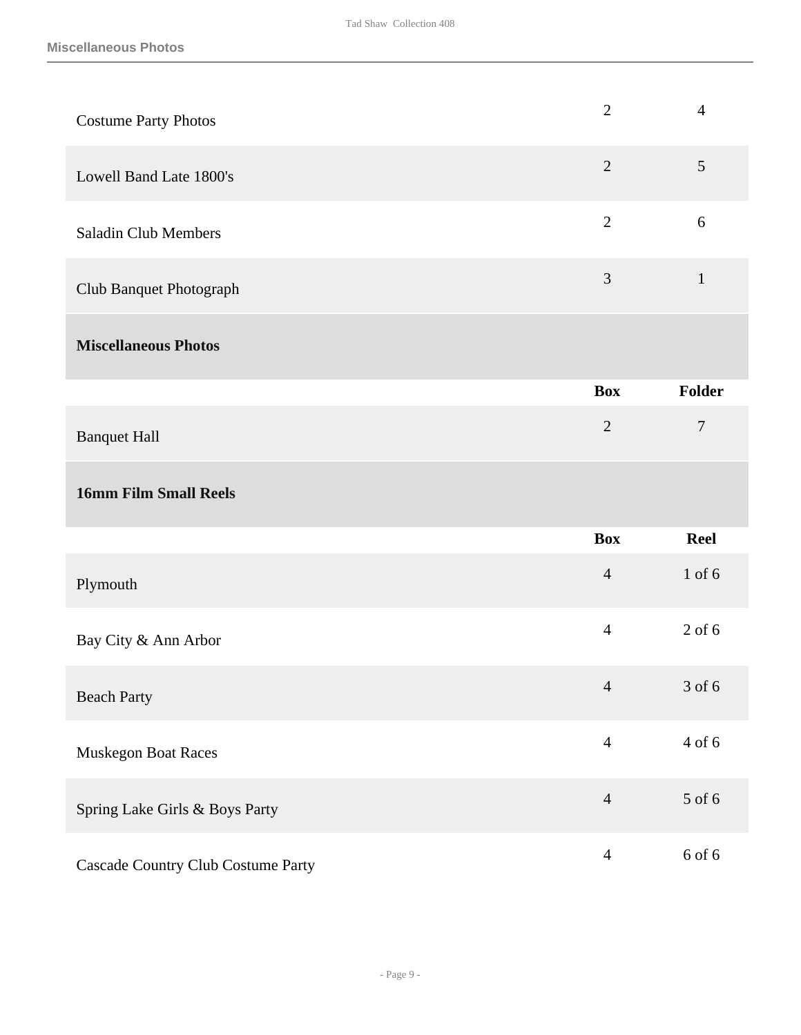| | | |
|---|---|---|
| Costume Party Photos | 2 | 4 |
| Lowell Band Late 1800's | 2 | 5 |
| Saladin Club Members | 2 | 6 |
| Club Banquet Photograph | 3 | 1 |

## Miscellaneous Photos

| | Box | Folder |
|---|---|---|
| Banquet Hall | 2 | 7 |

## 16mm Film Small Reels

| | Box | Reel |
|---|---|---|
| Plymouth | 4 | 1 of 6 |
| Bay City & Ann Arbor | 4 | 2 of 6 |
| Beach Party | 4 | 3 of 6 |
| Muskegon Boat Races | 4 | 4 of 6 |
| Spring Lake Girls & Boys Party | 4 | 5 of 6 |
| Cascade Country Club Costume Party | 4 | 6 of 6 |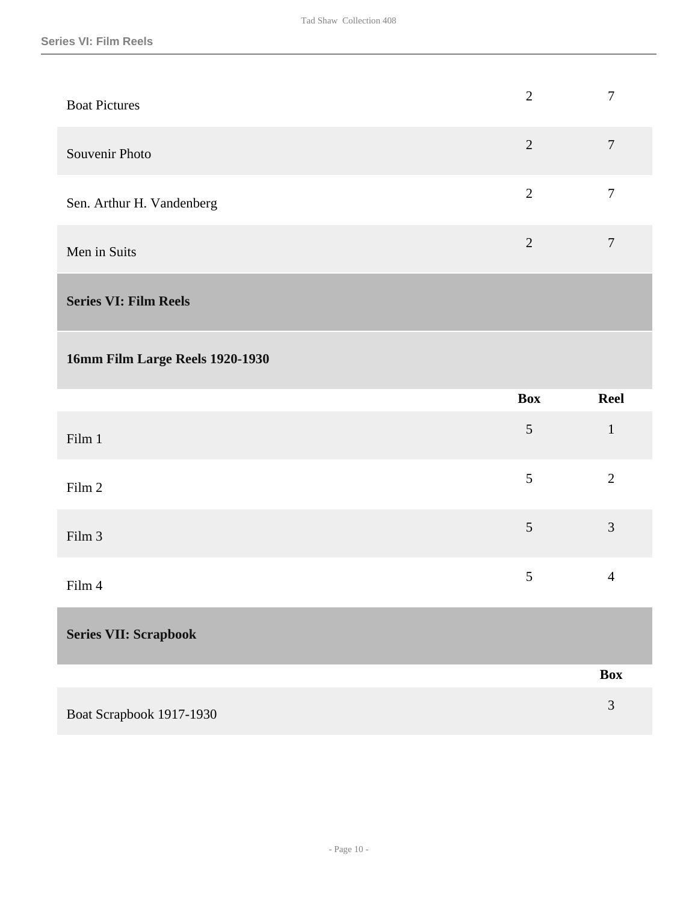| | | |
|---|---|---|
| Boat Pictures | 2 | 7 |
| Souvenir Photo | 2 | 7 |
| Sen. Arthur H. Vandenberg | 2 | 7 |
| Men in Suits | 2 | 7 |

## Series VI: Film Reels

### 16mm Film Large Reels 1920-1930

| | Box | Reel |
|---|---|---|
| Film 1 | 5 | 1 |
| Film 2 | 5 | 2 |
| Film 3 | 5 | 3 |
| Film 4 | 5 | 4 |

## Series VII: Scrapbook

| | Box |
|---|---|
| Boat Scrapbook 1917-1930 | 3 |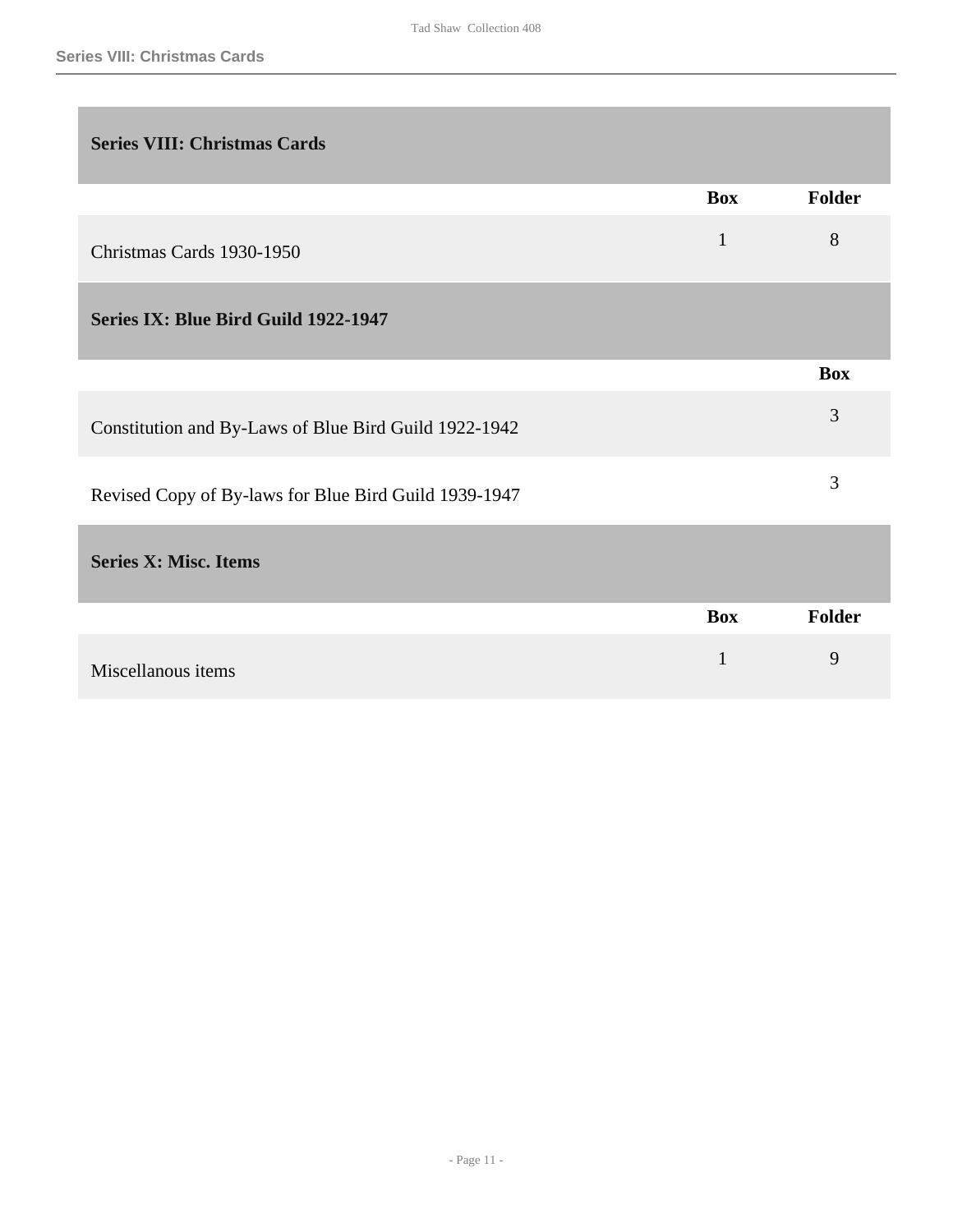## Series VIII: Christmas Cards

| | Box | Folder |
|---|---|---|
| Christmas Cards 1930-1950 | 1 | 8 |

## Series IX: Blue Bird Guild 1922-1947

| | Box |
|---|---|
| Constitution and By-Laws of Blue Bird Guild 1922-1942 | 3 |
| Revised Copy of By-laws for Blue Bird Guild 1939-1947 | 3 |

## Series X: Misc. Items

| | Box | Folder |
|---|---|---|
| Miscellanous items | 1 | 9 |